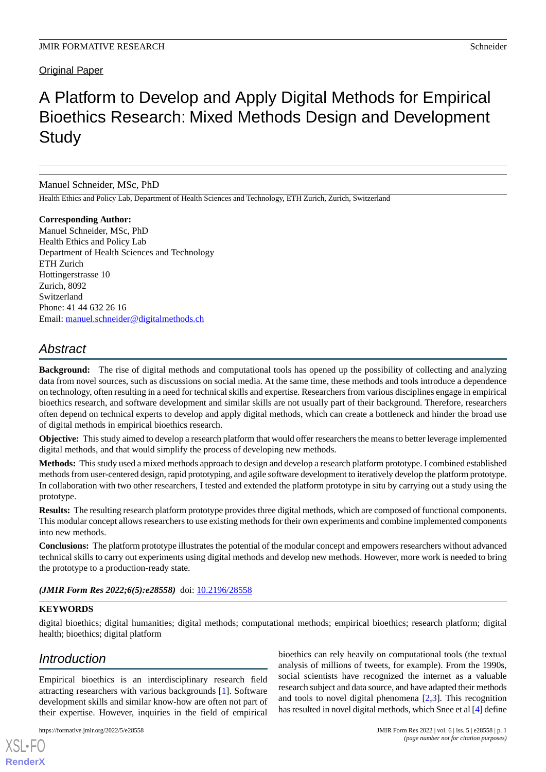Original Paper

# A Platform to Develop and Apply Digital Methods for Empirical Bioethics Research: Mixed Methods Design and Development Study

Manuel Schneider, MSc, PhD

Health Ethics and Policy Lab, Department of Health Sciences and Technology, ETH Zurich, Zurich, Switzerland

**Corresponding Author:**
Manuel Schneider, MSc, PhD
Health Ethics and Policy Lab
Department of Health Sciences and Technology
ETH Zurich
Hottingerstrasse 10
Zurich, 8092
Switzerland
Phone: 41 44 632 26 16
Email: manuel.schneider@digitalmethods.ch

## Abstract

**Background:** The rise of digital methods and computational tools has opened up the possibility of collecting and analyzing data from novel sources, such as discussions on social media. At the same time, these methods and tools introduce a dependence on technology, often resulting in a need for technical skills and expertise. Researchers from various disciplines engage in empirical bioethics research, and software development and similar skills are not usually part of their background. Therefore, researchers often depend on technical experts to develop and apply digital methods, which can create a bottleneck and hinder the broad use of digital methods in empirical bioethics research.

**Objective:** This study aimed to develop a research platform that would offer researchers the means to better leverage implemented digital methods, and that would simplify the process of developing new methods.

**Methods:** This study used a mixed methods approach to design and develop a research platform prototype. I combined established methods from user-centered design, rapid prototyping, and agile software development to iteratively develop the platform prototype. In collaboration with two other researchers, I tested and extended the platform prototype in situ by carrying out a study using the prototype.

**Results:** The resulting research platform prototype provides three digital methods, which are composed of functional components. This modular concept allows researchers to use existing methods for their own experiments and combine implemented components into new methods.

**Conclusions:** The platform prototype illustrates the potential of the modular concept and empowers researchers without advanced technical skills to carry out experiments using digital methods and develop new methods. However, more work is needed to bring the prototype to a production-ready state.

***(JMIR Form Res 2022;6(5):e28558)*** doi: 10.2196/28558

**KEYWORDS**

digital bioethics; digital humanities; digital methods; computational methods; empirical bioethics; research platform; digital health; bioethics; digital platform

## Introduction

Empirical bioethics is an interdisciplinary research field attracting researchers with various backgrounds [1]. Software development skills and similar know-how are often not part of their expertise. However, inquiries in the field of empirical bioethics can rely heavily on computational tools (the textual analysis of millions of tweets, for example). From the 1990s, social scientists have recognized the internet as a valuable research subject and data source, and have adapted their methods and tools to novel digital phenomena [2,3]. This recognition has resulted in novel digital methods, which Snee et al [4] define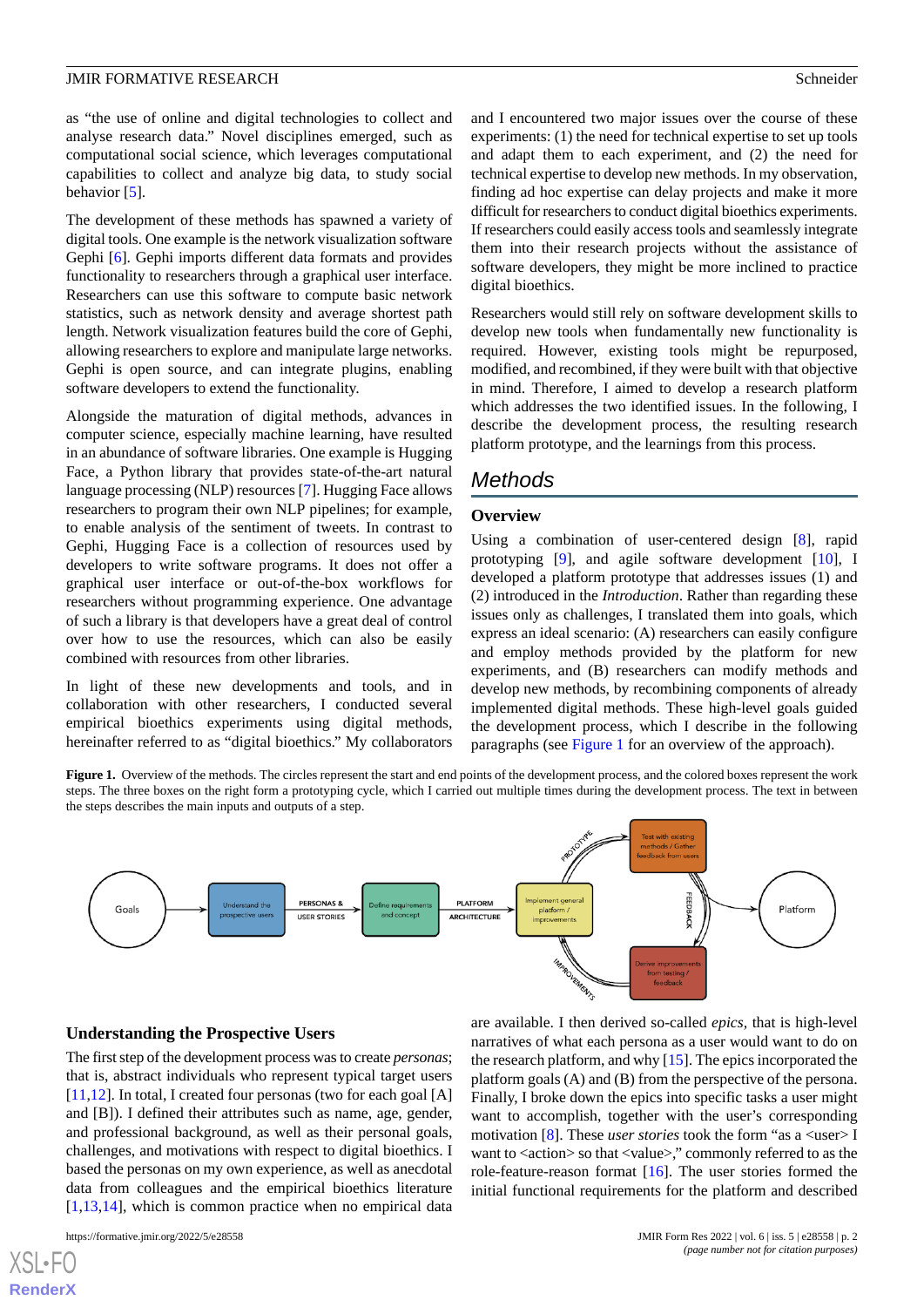as "the use of online and digital technologies to collect and analyse research data." Novel disciplines emerged, such as computational social science, which leverages computational capabilities to collect and analyze big data, to study social behavior [5].

The development of these methods has spawned a variety of digital tools. One example is the network visualization software Gephi [6]. Gephi imports different data formats and provides functionality to researchers through a graphical user interface. Researchers can use this software to compute basic network statistics, such as network density and average shortest path length. Network visualization features build the core of Gephi, allowing researchers to explore and manipulate large networks. Gephi is open source, and can integrate plugins, enabling software developers to extend the functionality.

Alongside the maturation of digital methods, advances in computer science, especially machine learning, have resulted in an abundance of software libraries. One example is Hugging Face, a Python library that provides state-of-the-art natural language processing (NLP) resources [7]. Hugging Face allows researchers to program their own NLP pipelines; for example, to enable analysis of the sentiment of tweets. In contrast to Gephi, Hugging Face is a collection of resources used by developers to write software programs. It does not offer a graphical user interface or out-of-the-box workflows for researchers without programming experience. One advantage of such a library is that developers have a great deal of control over how to use the resources, which can also be easily combined with resources from other libraries.

In light of these new developments and tools, and in collaboration with other researchers, I conducted several empirical bioethics experiments using digital methods, hereinafter referred to as "digital bioethics." My collaborators and I encountered two major issues over the course of these experiments: (1) the need for technical expertise to set up tools and adapt them to each experiment, and (2) the need for technical expertise to develop new methods. In my observation, finding ad hoc expertise can delay projects and make it more difficult for researchers to conduct digital bioethics experiments. If researchers could easily access tools and seamlessly integrate them into their research projects without the assistance of software developers, they might be more inclined to practice digital bioethics.

Researchers would still rely on software development skills to develop new tools when fundamentally new functionality is required. However, existing tools might be repurposed, modified, and recombined, if they were built with that objective in mind. Therefore, I aimed to develop a research platform which addresses the two identified issues. In the following, I describe the development process, the resulting research platform prototype, and the learnings from this process.

## Methods

### Overview

Using a combination of user-centered design [8], rapid prototyping [9], and agile software development [10], I developed a platform prototype that addresses issues (1) and (2) introduced in the *Introduction*. Rather than regarding these issues only as challenges, I translated them into goals, which express an ideal scenario: (A) researchers can easily configure and employ methods provided by the platform for new experiments, and (B) researchers can modify methods and develop new methods, by recombining components of already implemented digital methods. These high-level goals guided the development process, which I describe in the following paragraphs (see Figure 1 for an overview of the approach).

**Figure 1.** Overview of the methods. The circles represent the start and end points of the development process, and the colored boxes represent the work steps. The three boxes on the right form a prototyping cycle, which I carried out multiple times during the development process. The text in between the steps describes the main inputs and outputs of a step.

### Understanding the Prospective Users

The first step of the development process was to create *personas*; that is, abstract individuals who represent typical target users [11,12]. In total, I created four personas (two for each goal [A] and [B]). I defined their attributes such as name, age, gender, and professional background, as well as their personal goals, challenges, and motivations with respect to digital bioethics. I based the personas on my own experience, as well as anecdotal data from colleagues and the empirical bioethics literature [1,13,14], which is common practice when no empirical data are available. I then derived so-called *epics*, that is high-level narratives of what each persona as a user would want to do on the research platform, and why [15]. The epics incorporated the platform goals (A) and (B) from the perspective of the persona. Finally, I broke down the epics into specific tasks a user might want to accomplish, together with the user's corresponding motivation [8]. These *user stories* took the form "as a <user> I want to <action> so that <value>," commonly referred to as the role-feature-reason format [16]. The user stories formed the initial functional requirements for the platform and described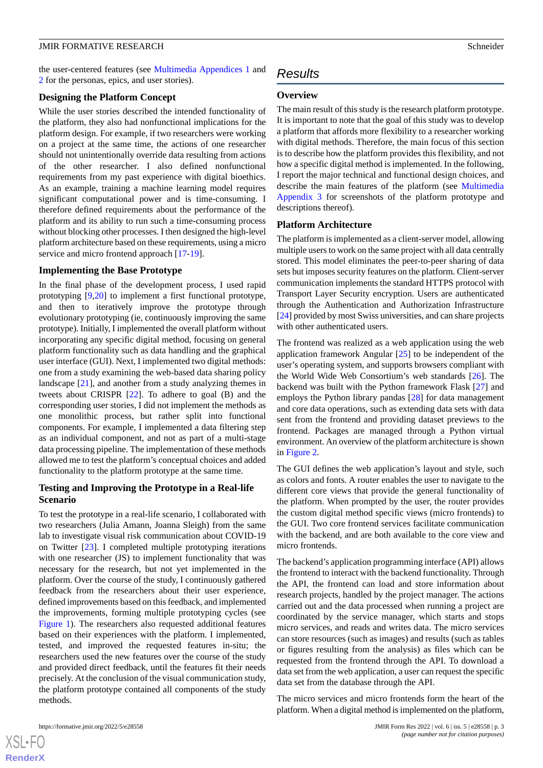the user-centered features (see Multimedia Appendices 1 and 2 for the personas, epics, and user stories).

### Designing the Platform Concept

While the user stories described the intended functionality of the platform, they also had nonfunctional implications for the platform design. For example, if two researchers were working on a project at the same time, the actions of one researcher should not unintentionally override data resulting from actions of the other researcher. I also defined nonfunctional requirements from my past experience with digital bioethics. As an example, training a machine learning model requires significant computational power and is time-consuming. I therefore defined requirements about the performance of the platform and its ability to run such a time-consuming process without blocking other processes. I then designed the high-level platform architecture based on these requirements, using a micro service and micro frontend approach [17-19].

### Implementing the Base Prototype

In the final phase of the development process, I used rapid prototyping [9,20] to implement a first functional prototype, and then to iteratively improve the prototype through evolutionary prototyping (ie, continuously improving the same prototype). Initially, I implemented the overall platform without incorporating any specific digital method, focusing on general platform functionality such as data handling and the graphical user interface (GUI). Next, I implemented two digital methods: one from a study examining the web-based data sharing policy landscape [21], and another from a study analyzing themes in tweets about CRISPR [22]. To adhere to goal (B) and the corresponding user stories, I did not implement the methods as one monolithic process, but rather split into functional components. For example, I implemented a data filtering step as an individual component, and not as part of a multi-stage data processing pipeline. The implementation of these methods allowed me to test the platform's conceptual choices and added functionality to the platform prototype at the same time.

### Testing and Improving the Prototype in a Real-life Scenario

To test the prototype in a real-life scenario, I collaborated with two researchers (Julia Amann, Joanna Sleigh) from the same lab to investigate visual risk communication about COVID-19 on Twitter [23]. I completed multiple prototyping iterations with one researcher (JS) to implement functionality that was necessary for the research, but not yet implemented in the platform. Over the course of the study, I continuously gathered feedback from the researchers about their user experience, defined improvements based on this feedback, and implemented the improvements, forming multiple prototyping cycles (see Figure 1). The researchers also requested additional features based on their experiences with the platform. I implemented, tested, and improved the requested features in-situ; the researchers used the new features over the course of the study and provided direct feedback, until the features fit their needs precisely. At the conclusion of the visual communication study, the platform prototype contained all components of the study methods.

## Results

### Overview

The main result of this study is the research platform prototype. It is important to note that the goal of this study was to develop a platform that affords more flexibility to a researcher working with digital methods. Therefore, the main focus of this section is to describe how the platform provides this flexibility, and not how a specific digital method is implemented. In the following, I report the major technical and functional design choices, and describe the main features of the platform (see Multimedia Appendix 3 for screenshots of the platform prototype and descriptions thereof).

### Platform Architecture

The platform is implemented as a client-server model, allowing multiple users to work on the same project with all data centrally stored. This model eliminates the peer-to-peer sharing of data sets but imposes security features on the platform. Client-server communication implements the standard HTTPS protocol with Transport Layer Security encryption. Users are authenticated through the Authentication and Authorization Infrastructure [24] provided by most Swiss universities, and can share projects with other authenticated users.

The frontend was realized as a web application using the web application framework Angular [25] to be independent of the user's operating system, and supports browsers compliant with the World Wide Web Consortium's web standards [26]. The backend was built with the Python framework Flask [27] and employs the Python library pandas [28] for data management and core data operations, such as extending data sets with data sent from the frontend and providing dataset previews to the frontend. Packages are managed through a Python virtual environment. An overview of the platform architecture is shown in Figure 2.

The GUI defines the web application's layout and style, such as colors and fonts. A router enables the user to navigate to the different core views that provide the general functionality of the platform. When prompted by the user, the router provides the custom digital method specific views (micro frontends) to the GUI. Two core frontend services facilitate communication with the backend, and are both available to the core view and micro frontends.

The backend's application programming interface (API) allows the frontend to interact with the backend functionality. Through the API, the frontend can load and store information about research projects, handled by the project manager. The actions carried out and the data processed when running a project are coordinated by the service manager, which starts and stops micro services, and reads and writes data. The micro services can store resources (such as images) and results (such as tables or figures resulting from the analysis) as files which can be requested from the frontend through the API. To download a data set from the web application, a user can request the specific data set from the database through the API.

The micro services and micro frontends form the heart of the platform. When a digital method is implemented on the platform,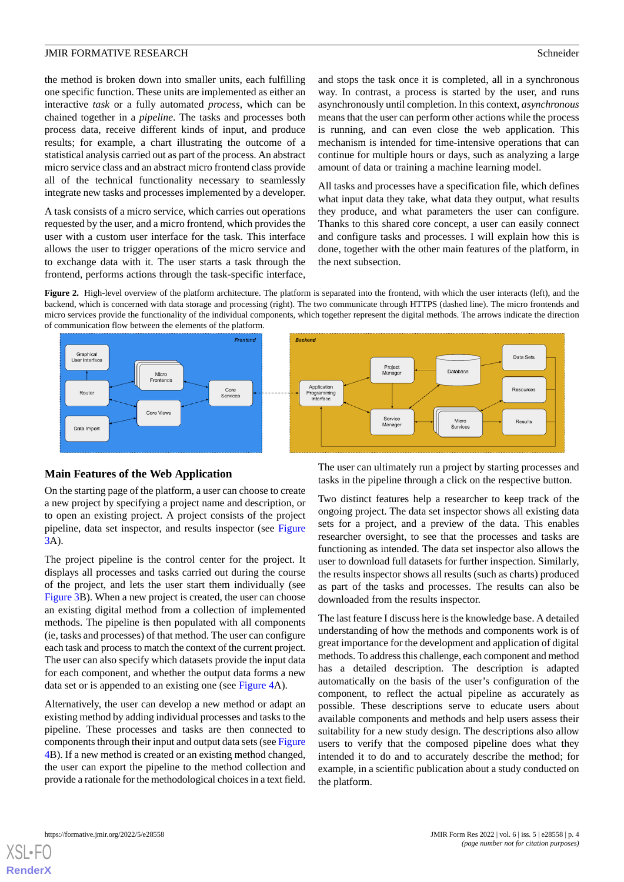the method is broken down into smaller units, each fulfilling one specific function. These units are implemented as either an interactive *task* or a fully automated *process*, which can be chained together in a *pipeline*. The tasks and processes both process data, receive different kinds of input, and produce results; for example, a chart illustrating the outcome of a statistical analysis carried out as part of the process. An abstract micro service class and an abstract micro frontend class provide all of the technical functionality necessary to seamlessly integrate new tasks and processes implemented by a developer.

A task consists of a micro service, which carries out operations requested by the user, and a micro frontend, which provides the user with a custom user interface for the task. This interface allows the user to trigger operations of the micro service and to exchange data with it. The user starts a task through the frontend, performs actions through the task-specific interface, and stops the task once it is completed, all in a synchronous way. In contrast, a process is started by the user, and runs asynchronously until completion. In this context, *asynchronous* means that the user can perform other actions while the process is running, and can even close the web application. This mechanism is intended for time-intensive operations that can continue for multiple hours or days, such as analyzing a large amount of data or training a machine learning model.

All tasks and processes have a specification file, which defines what input data they take, what data they output, what results they produce, and what parameters the user can configure. Thanks to this shared core concept, a user can easily connect and configure tasks and processes. I will explain how this is done, together with the other main features of the platform, in the next subsection.

**Figure 2.** High-level overview of the platform architecture. The platform is separated into the frontend, with which the user interacts (left), and the backend, which is concerned with data storage and processing (right). The two communicate through HTTPS (dashed line). The micro frontends and micro services provide the functionality of the individual components, which together represent the digital methods. The arrows indicate the direction of communication flow between the elements of the platform.

### Main Features of the Web Application

On the starting page of the platform, a user can choose to create a new project by specifying a project name and description, or to open an existing project. A project consists of the project pipeline, data set inspector, and results inspector (see Figure 3A).

The project pipeline is the control center for the project. It displays all processes and tasks carried out during the course of the project, and lets the user start them individually (see Figure 3B). When a new project is created, the user can choose an existing digital method from a collection of implemented methods. The pipeline is then populated with all components (ie, tasks and processes) of that method. The user can configure each task and process to match the context of the current project. The user can also specify which datasets provide the input data for each component, and whether the output data forms a new data set or is appended to an existing one (see Figure 4A).

Alternatively, the user can develop a new method or adapt an existing method by adding individual processes and tasks to the pipeline. These processes and tasks are then connected to components through their input and output data sets (see Figure 4B). If a new method is created or an existing method changed, the user can export the pipeline to the method collection and provide a rationale for the methodological choices in a text field.

The user can ultimately run a project by starting processes and tasks in the pipeline through a click on the respective button.

Two distinct features help a researcher to keep track of the ongoing project. The data set inspector shows all existing data sets for a project, and a preview of the data. This enables researcher oversight, to see that the processes and tasks are functioning as intended. The data set inspector also allows the user to download full datasets for further inspection. Similarly, the results inspector shows all results (such as charts) produced as part of the tasks and processes. The results can also be downloaded from the results inspector.

The last feature I discuss here is the knowledge base. A detailed understanding of how the methods and components work is of great importance for the development and application of digital methods. To address this challenge, each component and method has a detailed description. The description is adapted automatically on the basis of the user's configuration of the component, to reflect the actual pipeline as accurately as possible. These descriptions serve to educate users about available components and methods and help users assess their suitability for a new study design. The descriptions also allow users to verify that the composed pipeline does what they intended it to do and to accurately describe the method; for example, in a scientific publication about a study conducted on the platform.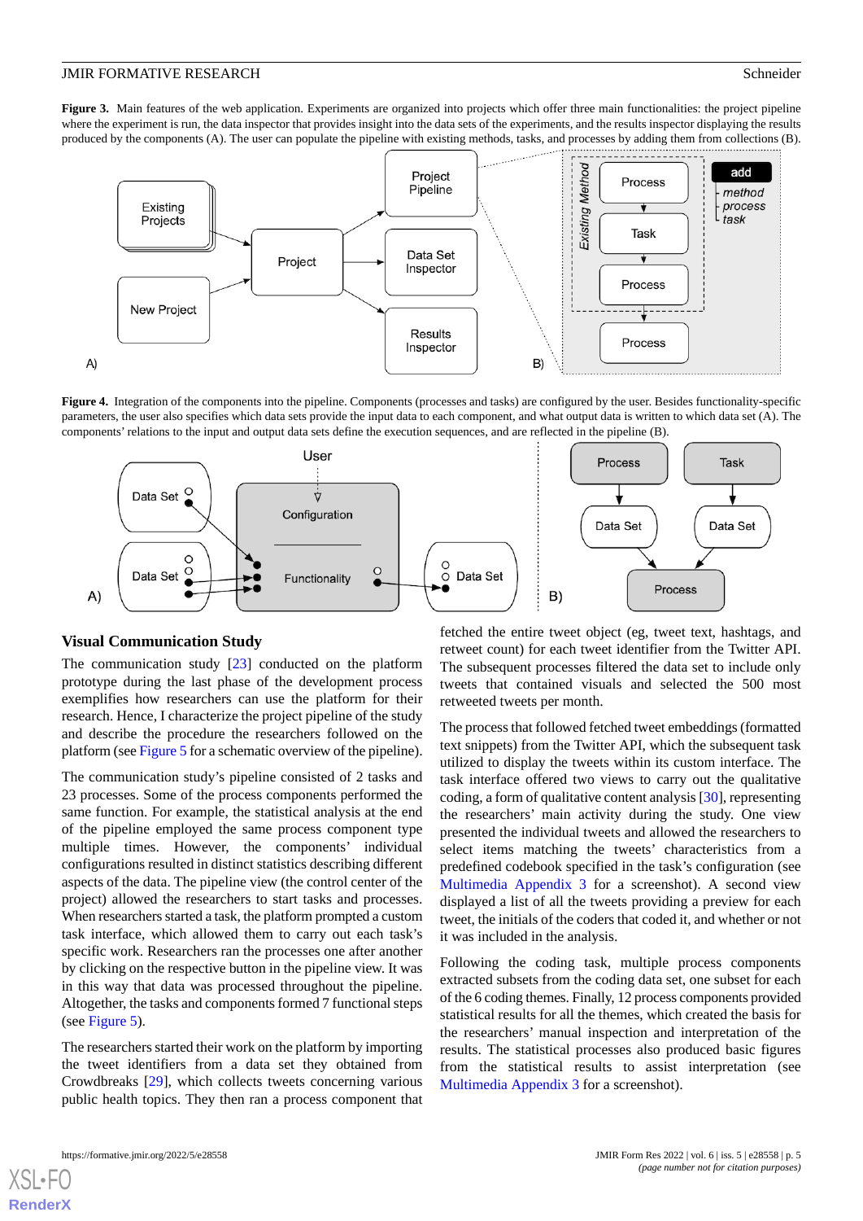**Figure 3.** Main features of the web application. Experiments are organized into projects which offer three main functionalities: the project pipeline where the experiment is run, the data inspector that provides insight into the data sets of the experiments, and the results inspector displaying the results produced by the components (A). The user can populate the pipeline with existing methods, tasks, and processes by adding them from collections (B).

**Figure 4.** Integration of the components into the pipeline. Components (processes and tasks) are configured by the user. Besides functionality-specific parameters, the user also specifies which data sets provide the input data to each component, and what output data is written to which data set (A). The components' relations to the input and output data sets define the execution sequences, and are reflected in the pipeline (B).

## Visual Communication Study

The communication study [23] conducted on the platform prototype during the last phase of the development process exemplifies how researchers can use the platform for their research. Hence, I characterize the project pipeline of the study and describe the procedure the researchers followed on the platform (see Figure 5 for a schematic overview of the pipeline).

The communication study's pipeline consisted of 2 tasks and 23 processes. Some of the process components performed the same function. For example, the statistical analysis at the end of the pipeline employed the same process component type multiple times. However, the components' individual configurations resulted in distinct statistics describing different aspects of the data. The pipeline view (the control center of the project) allowed the researchers to start tasks and processes. When researchers started a task, the platform prompted a custom task interface, which allowed them to carry out each task's specific work. Researchers ran the processes one after another by clicking on the respective button in the pipeline view. It was in this way that data was processed throughout the pipeline. Altogether, the tasks and components formed 7 functional steps (see Figure 5).

The researchers started their work on the platform by importing the tweet identifiers from a data set they obtained from Crowdbreaks [29], which collects tweets concerning various public health topics. They then ran a process component that fetched the entire tweet object (eg, tweet text, hashtags, and retweet count) for each tweet identifier from the Twitter API. The subsequent processes filtered the data set to include only tweets that contained visuals and selected the 500 most retweeted tweets per month.

The process that followed fetched tweet embeddings (formatted text snippets) from the Twitter API, which the subsequent task utilized to display the tweets within its custom interface. The task interface offered two views to carry out the qualitative coding, a form of qualitative content analysis [30], representing the researchers' main activity during the study. One view presented the individual tweets and allowed the researchers to select items matching the tweets' characteristics from a predefined codebook specified in the task's configuration (see Multimedia Appendix 3 for a screenshot). A second view displayed a list of all the tweets providing a preview for each tweet, the initials of the coders that coded it, and whether or not it was included in the analysis.

Following the coding task, multiple process components extracted subsets from the coding data set, one subset for each of the 6 coding themes. Finally, 12 process components provided statistical results for all the themes, which created the basis for the researchers' manual inspection and interpretation of the results. The statistical processes also produced basic figures from the statistical results to assist interpretation (see Multimedia Appendix 3 for a screenshot).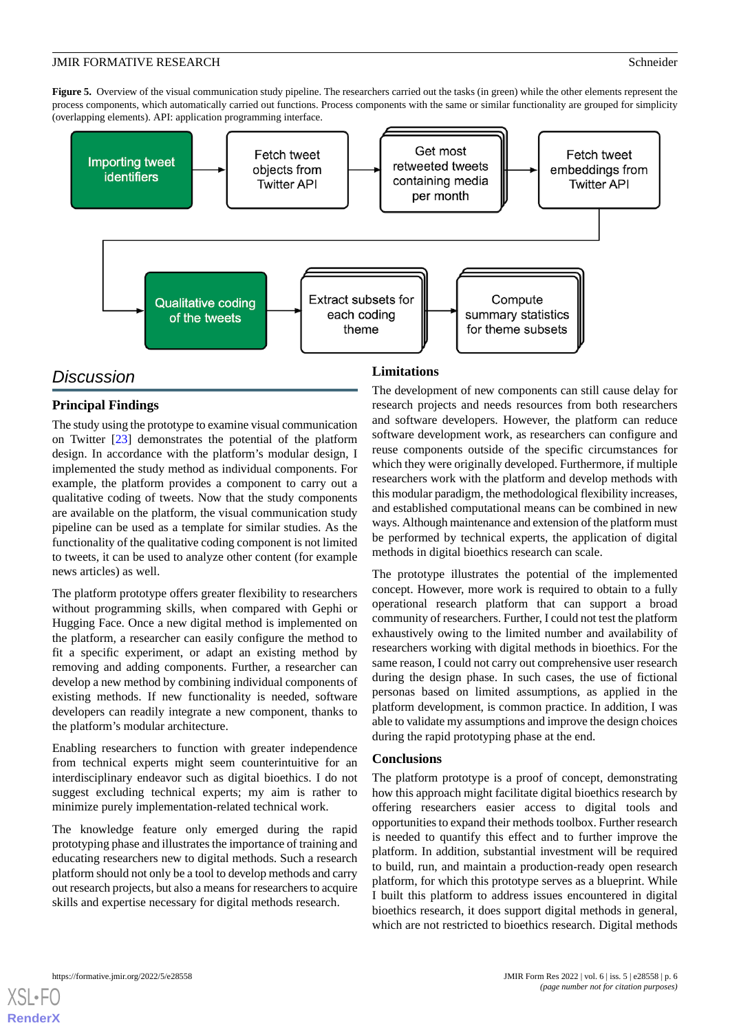**Figure 5.** Overview of the visual communication study pipeline. The researchers carried out the tasks (in green) while the other elements represent the process components, which automatically carried out functions. Process components with the same or similar functionality are grouped for simplicity (overlapping elements). API: application programming interface.

## Discussion

### Principal Findings

The study using the prototype to examine visual communication on Twitter [23] demonstrates the potential of the platform design. In accordance with the platform's modular design, I implemented the study method as individual components. For example, the platform provides a component to carry out a qualitative coding of tweets. Now that the study components are available on the platform, the visual communication study pipeline can be used as a template for similar studies. As the functionality of the qualitative coding component is not limited to tweets, it can be used to analyze other content (for example news articles) as well.

The platform prototype offers greater flexibility to researchers without programming skills, when compared with Gephi or Hugging Face. Once a new digital method is implemented on the platform, a researcher can easily configure the method to fit a specific experiment, or adapt an existing method by removing and adding components. Further, a researcher can develop a new method by combining individual components of existing methods. If new functionality is needed, software developers can readily integrate a new component, thanks to the platform's modular architecture.

Enabling researchers to function with greater independence from technical experts might seem counterintuitive for an interdisciplinary endeavor such as digital bioethics. I do not suggest excluding technical experts; my aim is rather to minimize purely implementation-related technical work.

The knowledge feature only emerged during the rapid prototyping phase and illustrates the importance of training and educating researchers new to digital methods. Such a research platform should not only be a tool to develop methods and carry out research projects, but also a means for researchers to acquire skills and expertise necessary for digital methods research.

### Limitations

The development of new components can still cause delay for research projects and needs resources from both researchers and software developers. However, the platform can reduce software development work, as researchers can configure and reuse components outside of the specific circumstances for which they were originally developed. Furthermore, if multiple researchers work with the platform and develop methods with this modular paradigm, the methodological flexibility increases, and established computational means can be combined in new ways. Although maintenance and extension of the platform must be performed by technical experts, the application of digital methods in digital bioethics research can scale.

The prototype illustrates the potential of the implemented concept. However, more work is required to obtain to a fully operational research platform that can support a broad community of researchers. Further, I could not test the platform exhaustively owing to the limited number and availability of researchers working with digital methods in bioethics. For the same reason, I could not carry out comprehensive user research during the design phase. In such cases, the use of fictional personas based on limited assumptions, as applied in the platform development, is common practice. In addition, I was able to validate my assumptions and improve the design choices during the rapid prototyping phase at the end.

### Conclusions

The platform prototype is a proof of concept, demonstrating how this approach might facilitate digital bioethics research by offering researchers easier access to digital tools and opportunities to expand their methods toolbox. Further research is needed to quantify this effect and to further improve the platform. In addition, substantial investment will be required to build, run, and maintain a production-ready open research platform, for which this prototype serves as a blueprint. While I built this platform to address issues encountered in digital bioethics research, it does support digital methods in general, which are not restricted to bioethics research. Digital methods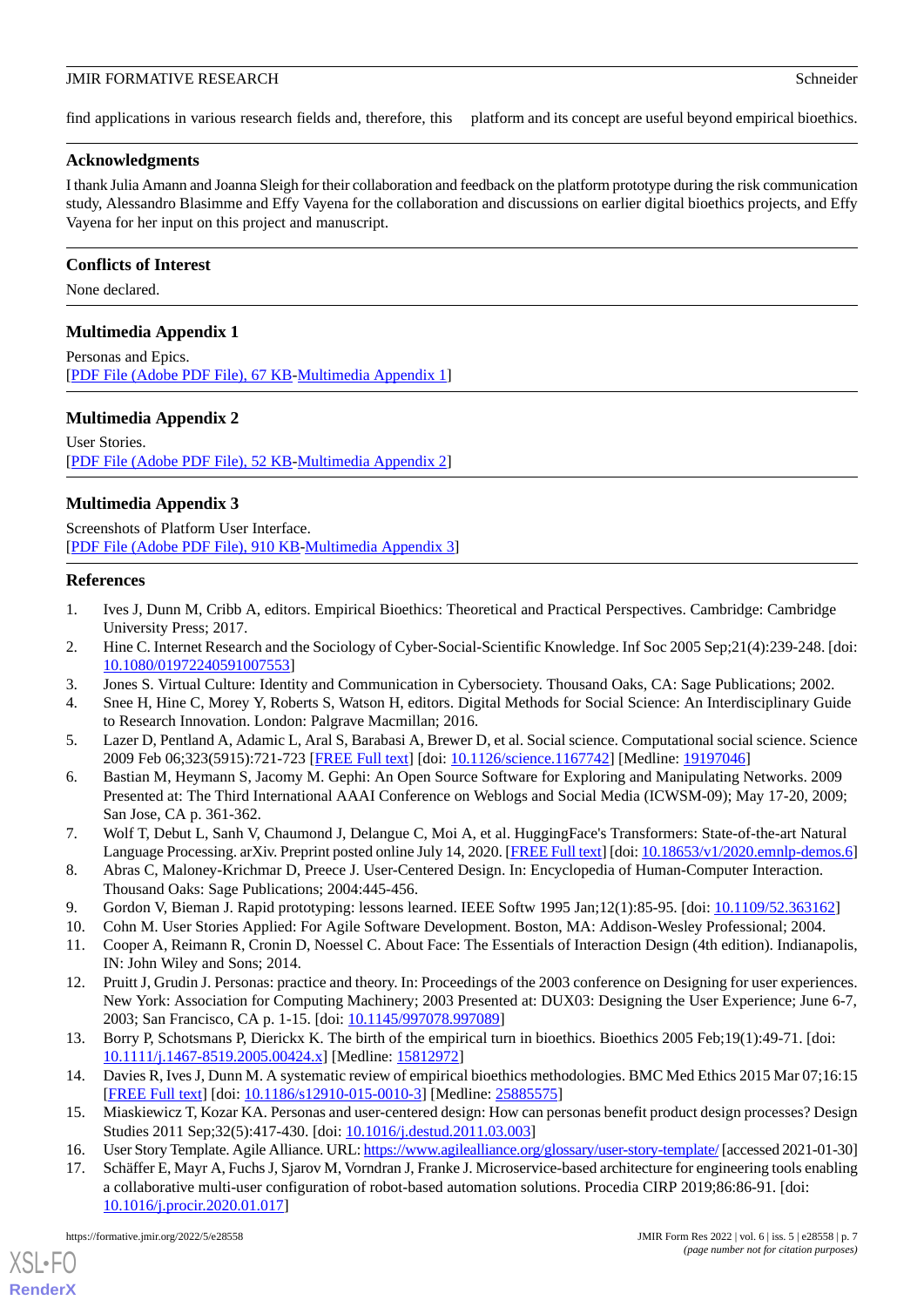find applications in various research fields and, therefore, this platform and its concept are useful beyond empirical bioethics.

## Acknowledgments

I thank Julia Amann and Joanna Sleigh for their collaboration and feedback on the platform prototype during the risk communication study, Alessandro Blasimme and Effy Vayena for the collaboration and discussions on earlier digital bioethics projects, and Effy Vayena for her input on this project and manuscript.

## Conflicts of Interest

None declared.

## Multimedia Appendix 1

Personas and Epics.
[PDF File (Adobe PDF File), 67 KB-Multimedia Appendix 1]

## Multimedia Appendix 2

User Stories.
[PDF File (Adobe PDF File), 52 KB-Multimedia Appendix 2]

## Multimedia Appendix 3

Screenshots of Platform User Interface.
[PDF File (Adobe PDF File), 910 KB-Multimedia Appendix 3]

## References

1. Ives J, Dunn M, Cribb A, editors. Empirical Bioethics: Theoretical and Practical Perspectives. Cambridge: Cambridge University Press; 2017.
2. Hine C. Internet Research and the Sociology of Cyber-Social-Scientific Knowledge. Inf Soc 2005 Sep;21(4):239-248. [doi: 10.1080/01972240591007553]
3. Jones S. Virtual Culture: Identity and Communication in Cybersociety. Thousand Oaks, CA: Sage Publications; 2002.
4. Snee H, Hine C, Morey Y, Roberts S, Watson H, editors. Digital Methods for Social Science: An Interdisciplinary Guide to Research Innovation. London: Palgrave Macmillan; 2016.
5. Lazer D, Pentland A, Adamic L, Aral S, Barabasi A, Brewer D, et al. Social science. Computational social science. Science 2009 Feb 06;323(5915):721-723 [FREE Full text] [doi: 10.1126/science.1167742] [Medline: 19197046]
6. Bastian M, Heymann S, Jacomy M. Gephi: An Open Source Software for Exploring and Manipulating Networks. 2009 Presented at: The Third International AAAI Conference on Weblogs and Social Media (ICWSM-09); May 17-20, 2009; San Jose, CA p. 361-362.
7. Wolf T, Debut L, Sanh V, Chaumond J, Delangue C, Moi A, et al. HuggingFace's Transformers: State-of-the-art Natural Language Processing. arXiv. Preprint posted online July 14, 2020. [FREE Full text] [doi: 10.18653/v1/2020.emnlp-demos.6]
8. Abras C, Maloney-Krichmar D, Preece J. User-Centered Design. In: Encyclopedia of Human-Computer Interaction. Thousand Oaks: Sage Publications; 2004:445-456.
9. Gordon V, Bieman J. Rapid prototyping: lessons learned. IEEE Softw 1995 Jan;12(1):85-95. [doi: 10.1109/52.363162]
10. Cohn M. User Stories Applied: For Agile Software Development. Boston, MA: Addison-Wesley Professional; 2004.
11. Cooper A, Reimann R, Cronin D, Noessel C. About Face: The Essentials of Interaction Design (4th edition). Indianapolis, IN: John Wiley and Sons; 2014.
12. Pruitt J, Grudin J. Personas: practice and theory. In: Proceedings of the 2003 conference on Designing for user experiences. New York: Association for Computing Machinery; 2003 Presented at: DUX03: Designing the User Experience; June 6-7, 2003; San Francisco, CA p. 1-15. [doi: 10.1145/997078.997089]
13. Borry P, Schotsmans P, Dierickx K. The birth of the empirical turn in bioethics. Bioethics 2005 Feb;19(1):49-71. [doi: 10.1111/j.1467-8519.2005.00424.x] [Medline: 15812972]
14. Davies R, Ives J, Dunn M. A systematic review of empirical bioethics methodologies. BMC Med Ethics 2015 Mar 07;16:15 [FREE Full text] [doi: 10.1186/s12910-015-0010-3] [Medline: 25885575]
15. Miaskiewicz T, Kozar KA. Personas and user-centered design: How can personas benefit product design processes? Design Studies 2011 Sep;32(5):417-430. [doi: 10.1016/j.destud.2011.03.003]
16. User Story Template. Agile Alliance. URL: https://www.agilealliance.org/glossary/user-story-template/ [accessed 2021-01-30]
17. Schäffer E, Mayr A, Fuchs J, Sjarov M, Vorndran J, Franke J. Microservice-based architecture for engineering tools enabling a collaborative multi-user configuration of robot-based automation solutions. Procedia CIRP 2019;86:86-91. [doi: 10.1016/j.procir.2020.01.017]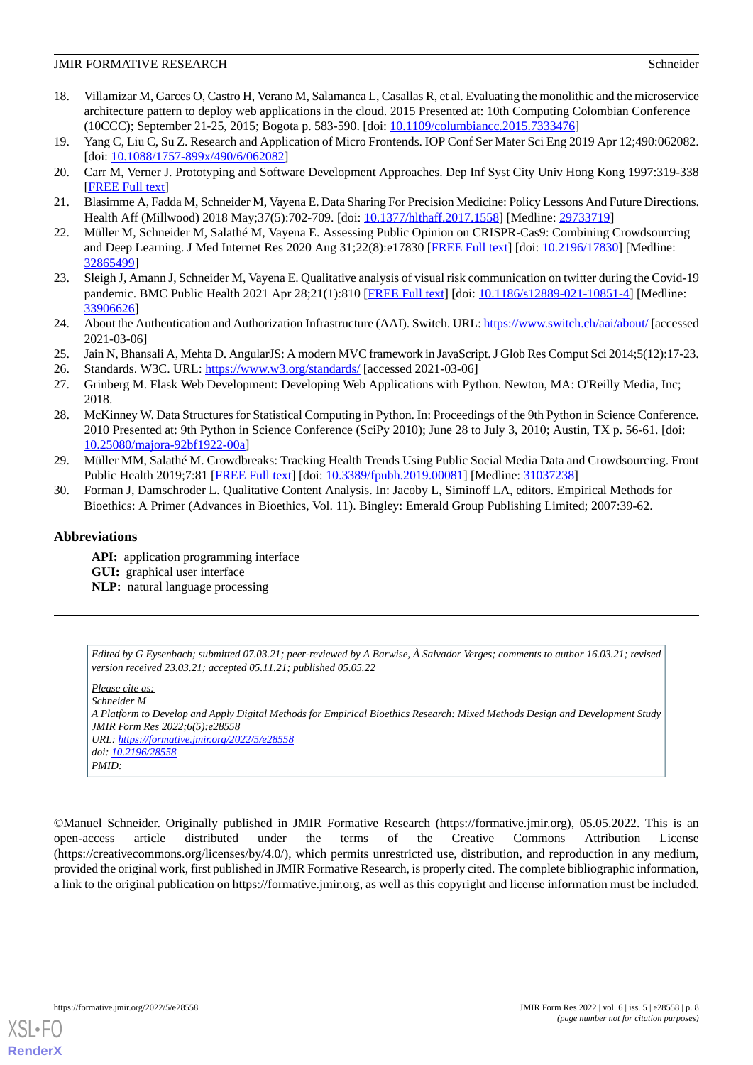18. Villamizar M, Garces O, Castro H, Verano M, Salamanca L, Casallas R, et al. Evaluating the monolithic and the microservice architecture pattern to deploy web applications in the cloud. 2015 Presented at: 10th Computing Colombian Conference (10CCC); September 21-25, 2015; Bogota p. 583-590. [doi: 10.1109/columbiancc.2015.7333476]
19. Yang C, Liu C, Su Z. Research and Application of Micro Frontends. IOP Conf Ser Mater Sci Eng 2019 Apr 12;490:062082. [doi: 10.1088/1757-899x/490/6/062082]
20. Carr M, Verner J. Prototyping and Software Development Approaches. Dep Inf Syst City Univ Hong Kong 1997:319-338 [FREE Full text]
21. Blasimme A, Fadda M, Schneider M, Vayena E. Data Sharing For Precision Medicine: Policy Lessons And Future Directions. Health Aff (Millwood) 2018 May;37(5):702-709. [doi: 10.1377/hlthaff.2017.1558] [Medline: 29733719]
22. Müller M, Schneider M, Salathé M, Vayena E. Assessing Public Opinion on CRISPR-Cas9: Combining Crowdsourcing and Deep Learning. J Med Internet Res 2020 Aug 31;22(8):e17830 [FREE Full text] [doi: 10.2196/17830] [Medline: 32865499]
23. Sleigh J, Amann J, Schneider M, Vayena E. Qualitative analysis of visual risk communication on twitter during the Covid-19 pandemic. BMC Public Health 2021 Apr 28;21(1):810 [FREE Full text] [doi: 10.1186/s12889-021-10851-4] [Medline: 33906626]
24. About the Authentication and Authorization Infrastructure (AAI). Switch. URL: https://www.switch.ch/aai/about/ [accessed 2021-03-06]
25. Jain N, Bhansali A, Mehta D. AngularJS: A modern MVC framework in JavaScript. J Glob Res Comput Sci 2014;5(12):17-23.
26. Standards. W3C. URL: https://www.w3.org/standards/ [accessed 2021-03-06]
27. Grinberg M. Flask Web Development: Developing Web Applications with Python. Newton, MA: O'Reilly Media, Inc; 2018.
28. McKinney W. Data Structures for Statistical Computing in Python. In: Proceedings of the 9th Python in Science Conference. 2010 Presented at: 9th Python in Science Conference (SciPy 2010); June 28 to July 3, 2010; Austin, TX p. 56-61. [doi: 10.25080/majora-92bf1922-00a]
29. Müller MM, Salathé M. Crowdbreaks: Tracking Health Trends Using Public Social Media Data and Crowdsourcing. Front Public Health 2019;7:81 [FREE Full text] [doi: 10.3389/fpubh.2019.00081] [Medline: 31037238]
30. Forman J, Damschroder L. Qualitative Content Analysis. In: Jacoby L, Siminoff LA, editors. Empirical Methods for Bioethics: A Primer (Advances in Bioethics, Vol. 11). Bingley: Emerald Group Publishing Limited; 2007:39-62.

## Abbreviations

**API:** application programming interface
**GUI:** graphical user interface
**NLP:** natural language processing

*Edited by G Eysenbach; submitted 07.03.21; peer-reviewed by A Barwise, À Salvador Verges; comments to author 16.03.21; revised version received 23.03.21; accepted 05.11.21; published 05.05.22*

*Please cite as:*
*Schneider M*
*A Platform to Develop and Apply Digital Methods for Empirical Bioethics Research: Mixed Methods Design and Development Study*
*JMIR Form Res 2022;6(5):e28558*
*URL: https://formative.jmir.org/2022/5/e28558*
*doi: 10.2196/28558*
*PMID:*

©Manuel Schneider. Originally published in JMIR Formative Research (https://formative.jmir.org), 05.05.2022. This is an open-access article distributed under the terms of the Creative Commons Attribution License (https://creativecommons.org/licenses/by/4.0/), which permits unrestricted use, distribution, and reproduction in any medium, provided the original work, first published in JMIR Formative Research, is properly cited. The complete bibliographic information, a link to the original publication on https://formative.jmir.org, as well as this copyright and license information must be included.